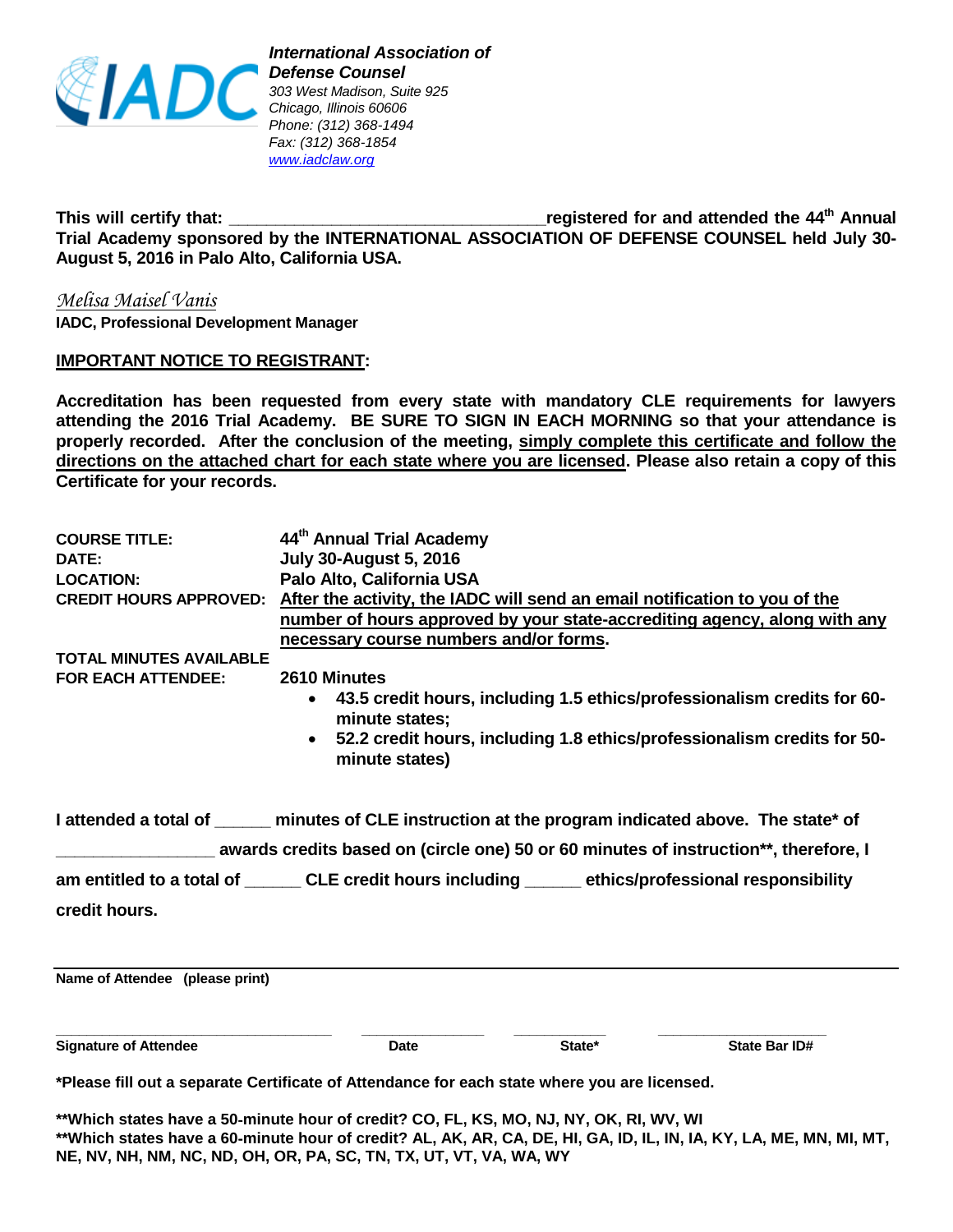IADC

***International Association of Defense Counsel***
*303 West Madison, Suite 925*
*Chicago, Illinois 60606*
*Phone: (312) 368-1494*
*Fax: (312) 368-1854*
*www.iadclaw.org*

**This will certify that: ________________________________registered for and attended the 44th Annual Trial Academy sponsored by the INTERNATIONAL ASSOCIATION OF DEFENSE COUNSEL held July 30-August 5, 2016 in Palo Alto, California USA.**

*Melisa Maisel Vanis*
**IADC, Professional Development Manager**

**IMPORTANT NOTICE TO REGISTRANT:**

**Accreditation has been requested from every state with mandatory CLE requirements for lawyers attending the 2016 Trial Academy. BE SURE TO SIGN IN EACH MORNING so that your attendance is properly recorded. After the conclusion of the meeting, simply complete this certificate and follow the directions on the attached chart for each state where you are licensed. Please also retain a copy of this Certificate for your records.**

| | |
|---|---|
| **COURSE TITLE:** | **44th Annual Trial Academy** |
| **DATE:** | **July 30-August 5, 2016** |
| **LOCATION:** | **Palo Alto, California USA** |
| **CREDIT HOURS APPROVED:** | **After the activity, the IADC will send an email notification to you of the number of hours approved by your state-accrediting agency, along with any necessary course numbers and/or forms.** |
| **TOTAL MINUTES AVAILABLE FOR EACH ATTENDEE:** | **2610 Minutes** |

- **43.5 credit hours, including 1.5 ethics/professionalism credits for 60-minute states;**
- **52.2 credit hours, including 1.8 ethics/professionalism credits for 50-minute states)**

**I attended a total of ______ minutes of CLE instruction at the program indicated above. The state\* of ________________ awards credits based on (circle one) 50 or 60 minutes of instruction\*\*, therefore, I am entitled to a total of ______ CLE credit hours including ______ ethics/professional responsibility credit hours.**

**Name of Attendee (please print)**

| ________________________________ | ______________ | __________ | ___________________ |
|---|---|---|---|
| **Signature of Attendee** | **Date** | **State\*** | **State Bar ID#** |

**\*Please fill out a separate Certificate of Attendance for each state where you are licensed.**

**\*\*Which states have a 50-minute hour of credit? CO, FL, KS, MO, NJ, NY, OK, RI, WV, WI**
**\*\*Which states have a 60-minute hour of credit? AL, AK, AR, CA, DE, HI, GA, ID, IL, IN, IA, KY, LA, ME, MN, MI, MT, NE, NV, NH, NM, NC, ND, OH, OR, PA, SC, TN, TX, UT, VT, VA, WA, WY**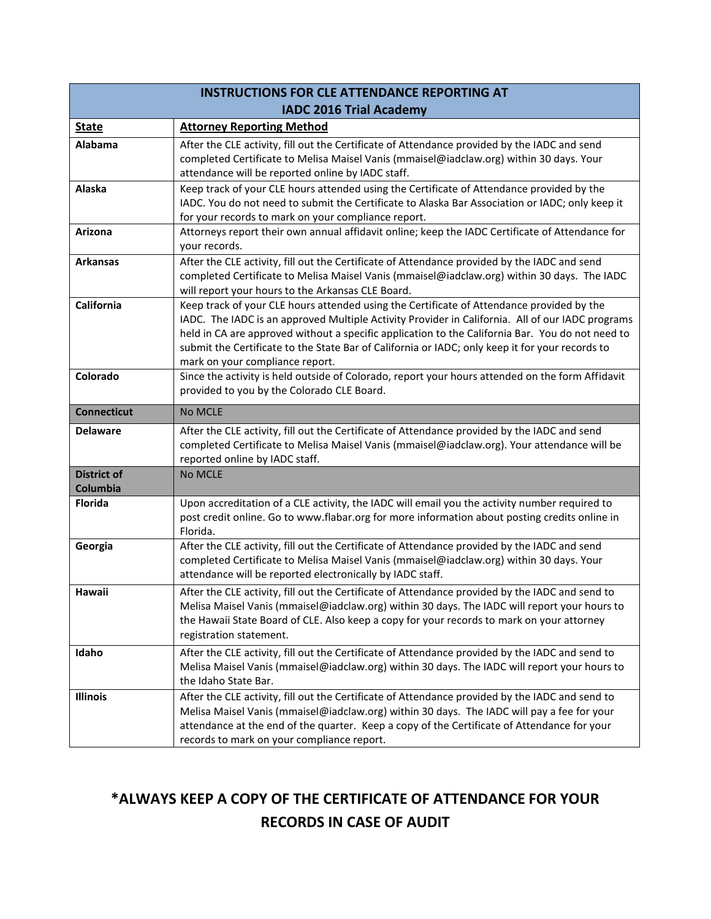| INSTRUCTIONS FOR CLE ATTENDANCE REPORTING AT IADC 2016 Trial Academy | |
|---|---|
| **State** | **Attorney Reporting Method** |
| **Alabama** | After the CLE activity, fill out the Certificate of Attendance provided by the IADC and send completed Certificate to Melisa Maisel Vanis (mmaisel@iadclaw.org) within 30 days. Your attendance will be reported online by IADC staff. |
| **Alaska** | Keep track of your CLE hours attended using the Certificate of Attendance provided by the IADC. You do not need to submit the Certificate to Alaska Bar Association or IADC; only keep it for your records to mark on your compliance report. |
| **Arizona** | Attorneys report their own annual affidavit online; keep the IADC Certificate of Attendance for your records. |
| **Arkansas** | After the CLE activity, fill out the Certificate of Attendance provided by the IADC and send completed Certificate to Melisa Maisel Vanis (mmaisel@iadclaw.org) within 30 days. The IADC will report your hours to the Arkansas CLE Board. |
| **California** | Keep track of your CLE hours attended using the Certificate of Attendance provided by the IADC. The IADC is an approved Multiple Activity Provider in California. All of our IADC programs held in CA are approved without a specific application to the California Bar. You do not need to submit the Certificate to the State Bar of California or IADC; only keep it for your records to mark on your compliance report. |
| **Colorado** | Since the activity is held outside of Colorado, report your hours attended on the form Affidavit provided to you by the Colorado CLE Board. |
| **Connecticut** | No MCLE |
| **Delaware** | After the CLE activity, fill out the Certificate of Attendance provided by the IADC and send completed Certificate to Melisa Maisel Vanis (mmaisel@iadclaw.org). Your attendance will be reported online by IADC staff. |
| **District of Columbia** | No MCLE |
| **Florida** | Upon accreditation of a CLE activity, the IADC will email you the activity number required to post credit online. Go to www.flabar.org for more information about posting credits online in Florida. |
| **Georgia** | After the CLE activity, fill out the Certificate of Attendance provided by the IADC and send completed Certificate to Melisa Maisel Vanis (mmaisel@iadclaw.org) within 30 days. Your attendance will be reported electronically by IADC staff. |
| **Hawaii** | After the CLE activity, fill out the Certificate of Attendance provided by the IADC and send to Melisa Maisel Vanis (mmaisel@iadclaw.org) within 30 days. The IADC will report your hours to the Hawaii State Board of CLE. Also keep a copy for your records to mark on your attorney registration statement. |
| **Idaho** | After the CLE activity, fill out the Certificate of Attendance provided by the IADC and send to Melisa Maisel Vanis (mmaisel@iadclaw.org) within 30 days. The IADC will report your hours to the Idaho State Bar. |
| **Illinois** | After the CLE activity, fill out the Certificate of Attendance provided by the IADC and send to Melisa Maisel Vanis (mmaisel@iadclaw.org) within 30 days. The IADC will pay a fee for your attendance at the end of the quarter. Keep a copy of the Certificate of Attendance for your records to mark on your compliance report. |

## *ALWAYS KEEP A COPY OF THE CERTIFICATE OF ATTENDANCE FOR YOUR RECORDS IN CASE OF AUDIT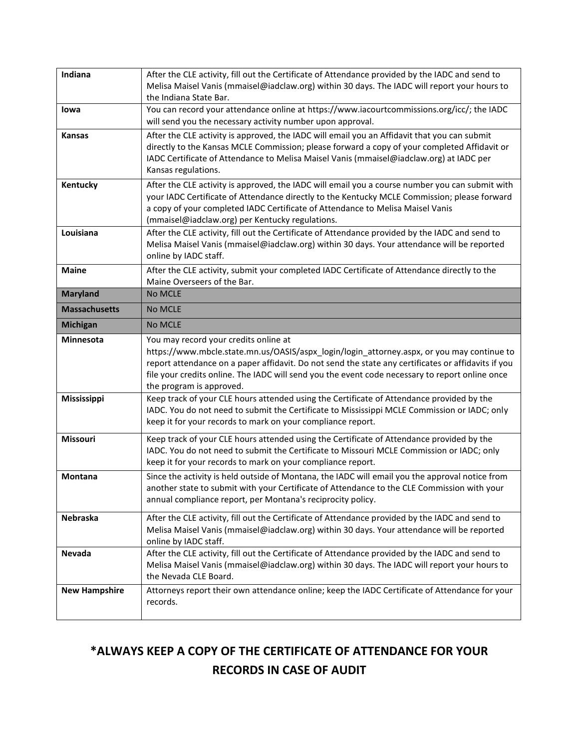| | |
|---|---|
| **Indiana** | After the CLE activity, fill out the Certificate of Attendance provided by the IADC and send to Melisa Maisel Vanis (mmaisel@iadclaw.org) within 30 days. The IADC will report your hours to the Indiana State Bar. |
| **Iowa** | You can record your attendance online at https://www.iacourtcommissions.org/icc/; the IADC will send you the necessary activity number upon approval. |
| **Kansas** | After the CLE activity is approved, the IADC will email you an Affidavit that you can submit directly to the Kansas MCLE Commission; please forward a copy of your completed Affidavit or IADC Certificate of Attendance to Melisa Maisel Vanis (mmaisel@iadclaw.org) at IADC per Kansas regulations. |
| **Kentucky** | After the CLE activity is approved, the IADC will email you a course number you can submit with your IADC Certificate of Attendance directly to the Kentucky MCLE Commission; please forward a copy of your completed IADC Certificate of Attendance to Melisa Maisel Vanis (mmaisel@iadclaw.org) per Kentucky regulations. |
| **Louisiana** | After the CLE activity, fill out the Certificate of Attendance provided by the IADC and send to Melisa Maisel Vanis (mmaisel@iadclaw.org) within 30 days. Your attendance will be reported online by IADC staff. |
| **Maine** | After the CLE activity, submit your completed IADC Certificate of Attendance directly to the Maine Overseers of the Bar. |
| **Maryland** | No MCLE |
| **Massachusetts** | No MCLE |
| **Michigan** | No MCLE |
| **Minnesota** | You may record your credits online at https://www.mbcle.state.mn.us/OASIS/aspx_login/login_attorney.aspx, or you may continue to report attendance on a paper affidavit. Do not send the state any certificates or affidavits if you file your credits online. The IADC will send you the event code necessary to report online once the program is approved. |
| **Mississippi** | Keep track of your CLE hours attended using the Certificate of Attendance provided by the IADC. You do not need to submit the Certificate to Mississippi MCLE Commission or IADC; only keep it for your records to mark on your compliance report. |
| **Missouri** | Keep track of your CLE hours attended using the Certificate of Attendance provided by the IADC. You do not need to submit the Certificate to Missouri MCLE Commission or IADC; only keep it for your records to mark on your compliance report. |
| **Montana** | Since the activity is held outside of Montana, the IADC will email you the approval notice from another state to submit with your Certificate of Attendance to the CLE Commission with your annual compliance report, per Montana's reciprocity policy. |
| **Nebraska** | After the CLE activity, fill out the Certificate of Attendance provided by the IADC and send to Melisa Maisel Vanis (mmaisel@iadclaw.org) within 30 days. Your attendance will be reported online by IADC staff. |
| **Nevada** | After the CLE activity, fill out the Certificate of Attendance provided by the IADC and send to Melisa Maisel Vanis (mmaisel@iadclaw.org) within 30 days. The IADC will report your hours to the Nevada CLE Board. |
| **New Hampshire** | Attorneys report their own attendance online; keep the IADC Certificate of Attendance for your records. |

**\*ALWAYS KEEP A COPY OF THE CERTIFICATE OF ATTENDANCE FOR YOUR RECORDS IN CASE OF AUDIT**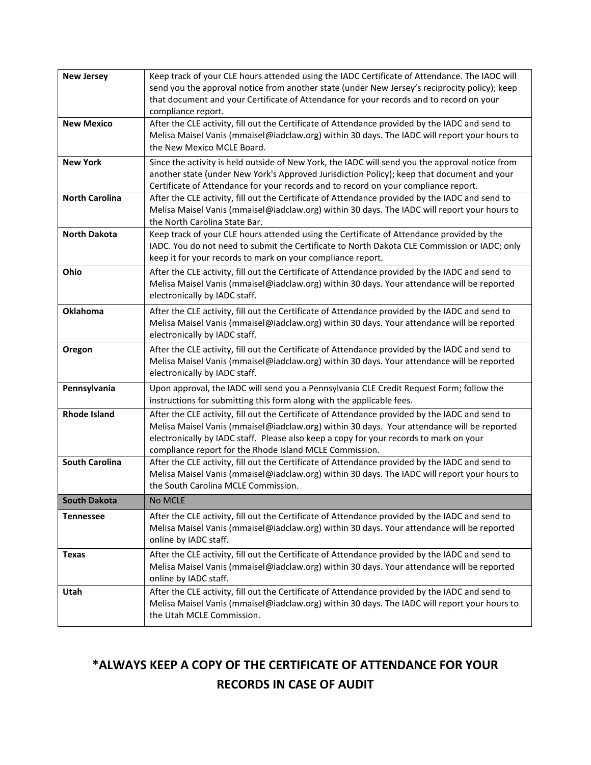| **New Jersey** | Keep track of your CLE hours attended using the IADC Certificate of Attendance. The IADC will send you the approval notice from another state (under New Jersey's reciprocity policy); keep that document and your Certificate of Attendance for your records and to record on your compliance report. |
|---|---|
| **New Mexico** | After the CLE activity, fill out the Certificate of Attendance provided by the IADC and send to Melisa Maisel Vanis (mmaisel@iadclaw.org) within 30 days. The IADC will report your hours to the New Mexico MCLE Board. |
| **New York** | Since the activity is held outside of New York, the IADC will send you the approval notice from another state (under New York's Approved Jurisdiction Policy); keep that document and your Certificate of Attendance for your records and to record on your compliance report. |
| **North Carolina** | After the CLE activity, fill out the Certificate of Attendance provided by the IADC and send to Melisa Maisel Vanis (mmaisel@iadclaw.org) within 30 days. The IADC will report your hours to the North Carolina State Bar. |
| **North Dakota** | Keep track of your CLE hours attended using the Certificate of Attendance provided by the IADC. You do not need to submit the Certificate to North Dakota CLE Commission or IADC; only keep it for your records to mark on your compliance report. |
| **Ohio** | After the CLE activity, fill out the Certificate of Attendance provided by the IADC and send to Melisa Maisel Vanis (mmaisel@iadclaw.org) within 30 days. Your attendance will be reported electronically by IADC staff. |
| **Oklahoma** | After the CLE activity, fill out the Certificate of Attendance provided by the IADC and send to Melisa Maisel Vanis (mmaisel@iadclaw.org) within 30 days. Your attendance will be reported electronically by IADC staff. |
| **Oregon** | After the CLE activity, fill out the Certificate of Attendance provided by the IADC and send to Melisa Maisel Vanis (mmaisel@iadclaw.org) within 30 days. Your attendance will be reported electronically by IADC staff. |
| **Pennsylvania** | Upon approval, the IADC will send you a Pennsylvania CLE Credit Request Form; follow the instructions for submitting this form along with the applicable fees. |
| **Rhode Island** | After the CLE activity, fill out the Certificate of Attendance provided by the IADC and send to Melisa Maisel Vanis (mmaisel@iadclaw.org) within 30 days. Your attendance will be reported electronically by IADC staff. Please also keep a copy for your records to mark on your compliance report for the Rhode Island MCLE Commission. |
| **South Carolina** | After the CLE activity, fill out the Certificate of Attendance provided by the IADC and send to Melisa Maisel Vanis (mmaisel@iadclaw.org) within 30 days. The IADC will report your hours to the South Carolina MCLE Commission. |
| **South Dakota** | No MCLE |
| **Tennessee** | After the CLE activity, fill out the Certificate of Attendance provided by the IADC and send to Melisa Maisel Vanis (mmaisel@iadclaw.org) within 30 days. Your attendance will be reported online by IADC staff. |
| **Texas** | After the CLE activity, fill out the Certificate of Attendance provided by the IADC and send to Melisa Maisel Vanis (mmaisel@iadclaw.org) within 30 days. Your attendance will be reported online by IADC staff. |
| **Utah** | After the CLE activity, fill out the Certificate of Attendance provided by the IADC and send to Melisa Maisel Vanis (mmaisel@iadclaw.org) within 30 days. The IADC will report your hours to the Utah MCLE Commission. |

## *ALWAYS KEEP A COPY OF THE CERTIFICATE OF ATTENDANCE FOR YOUR RECORDS IN CASE OF AUDIT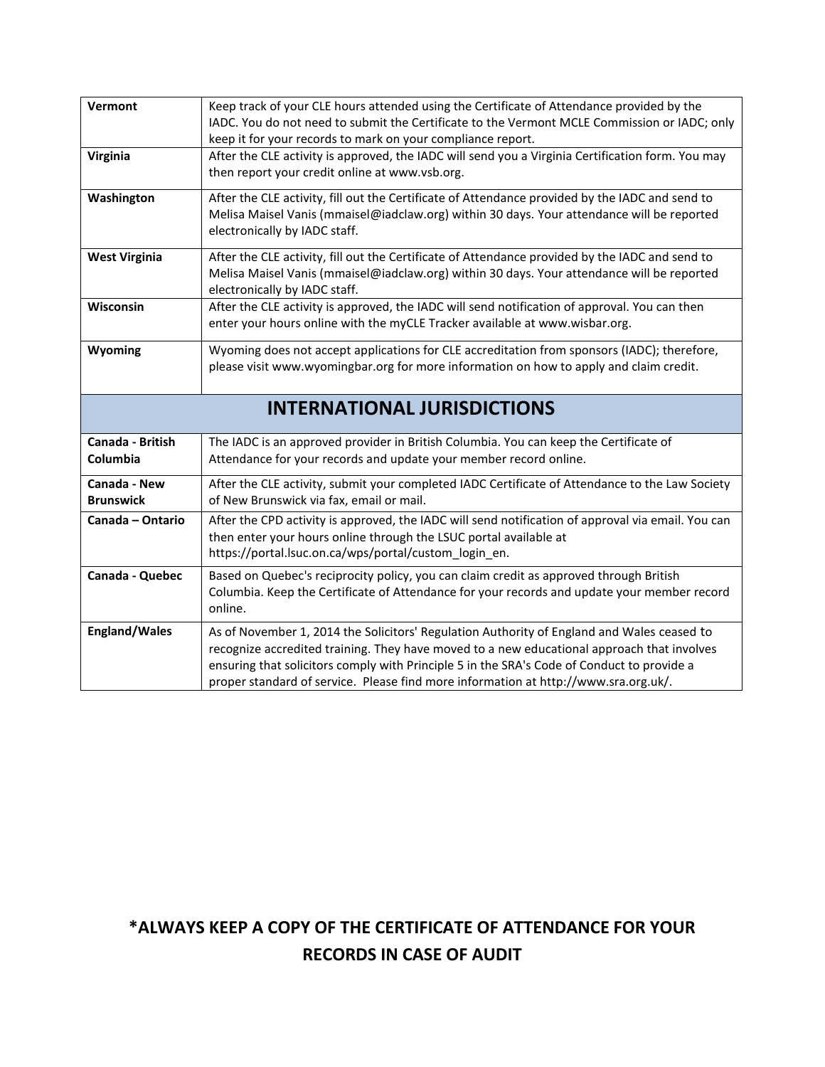| | |
|---|---|
| **Vermont** | Keep track of your CLE hours attended using the Certificate of Attendance provided by the IADC. You do not need to submit the Certificate to the Vermont MCLE Commission or IADC; only keep it for your records to mark on your compliance report. |
| **Virginia** | After the CLE activity is approved, the IADC will send you a Virginia Certification form. You may then report your credit online at www.vsb.org. |
| **Washington** | After the CLE activity, fill out the Certificate of Attendance provided by the IADC and send to Melisa Maisel Vanis (mmaisel@iadclaw.org) within 30 days. Your attendance will be reported electronically by IADC staff. |
| **West Virginia** | After the CLE activity, fill out the Certificate of Attendance provided by the IADC and send to Melisa Maisel Vanis (mmaisel@iadclaw.org) within 30 days. Your attendance will be reported electronically by IADC staff. |
| **Wisconsin** | After the CLE activity is approved, the IADC will send notification of approval. You can then enter your hours online with the myCLE Tracker available at www.wisbar.org. |
| **Wyoming** | Wyoming does not accept applications for CLE accreditation from sponsors (IADC); therefore, please visit www.wyomingbar.org for more information on how to apply and claim credit. |
| **INTERNATIONAL JURISDICTIONS** | |
| **Canada - British Columbia** | The IADC is an approved provider in British Columbia. You can keep the Certificate of Attendance for your records and update your member record online. |
| **Canada - New Brunswick** | After the CLE activity, submit your completed IADC Certificate of Attendance to the Law Society of New Brunswick via fax, email or mail. |
| **Canada – Ontario** | After the CPD activity is approved, the IADC will send notification of approval via email. You can then enter your hours online through the LSUC portal available at https://portal.lsuc.on.ca/wps/portal/custom_login_en. |
| **Canada - Quebec** | Based on Quebec's reciprocity policy, you can claim credit as approved through British Columbia. Keep the Certificate of Attendance for your records and update your member record online. |
| **England/Wales** | As of November 1, 2014 the Solicitors' Regulation Authority of England and Wales ceased to recognize accredited training. They have moved to a new educational approach that involves ensuring that solicitors comply with Principle 5 in the SRA's Code of Conduct to provide a proper standard of service. Please find more information at http://www.sra.org.uk/. |

**\*ALWAYS KEEP A COPY OF THE CERTIFICATE OF ATTENDANCE FOR YOUR RECORDS IN CASE OF AUDIT**